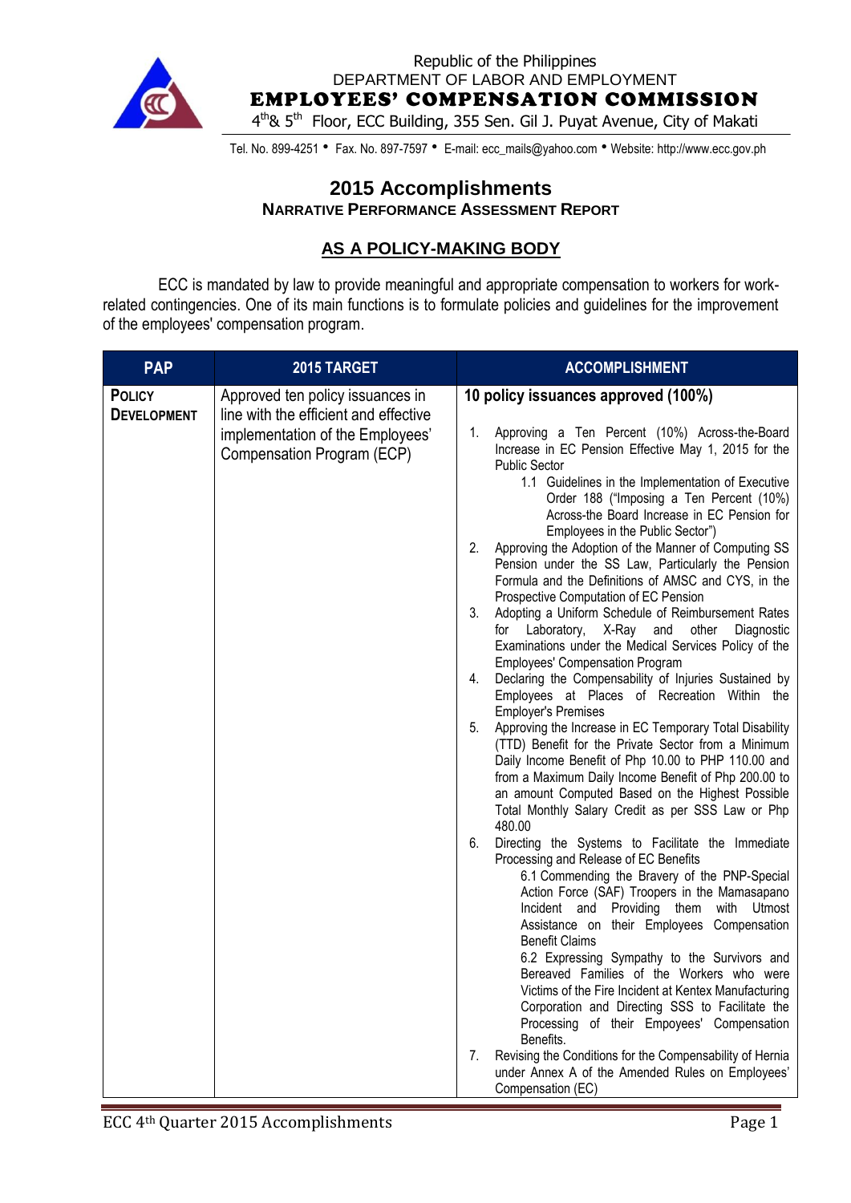Republic of the Philippines
DEPARTMENT OF LABOR AND EMPLOYMENT
**EMPLOYEES' COMPENSATION COMMISSION**
4th& 5th Floor, ECC Building, 355 Sen. Gil J. Puyat Avenue, City of Makati

Tel. No. 899-4251 • Fax. No. 897-7597 • E-mail: ecc_mails@yahoo.com • Website: http://www.ecc.gov.ph

# 2015 Accomplishments
## NARRATIVE PERFORMANCE ASSESSMENT REPORT

## AS A POLICY-MAKING BODY

ECC is mandated by law to provide meaningful and appropriate compensation to workers for work-related contingencies. One of its main functions is to formulate policies and guidelines for the improvement of the employees' compensation program.

| PAP | 2015 TARGET | ACCOMPLISHMENT |
|---|---|---|
| **POLICY DEVELOPMENT** | Approved ten policy issuances in line with the efficient and effective implementation of the Employees' Compensation Program (ECP) | **10 policy issuances approved (100%)**<br><br>1. Approving a Ten Percent (10%) Across-the-Board Increase in EC Pension Effective May 1, 2015 for the Public Sector<br>1.1 Guidelines in the Implementation of Executive Order 188 ("Imposing a Ten Percent (10%) Across-the Board Increase in EC Pension for Employees in the Public Sector")<br>2. Approving the Adoption of the Manner of Computing SS Pension under the SS Law, Particularly the Pension Formula and the Definitions of AMSC and CYS, in the Prospective Computation of EC Pension<br>3. Adopting a Uniform Schedule of Reimbursement Rates for Laboratory, X-Ray and other Diagnostic Examinations under the Medical Services Policy of the Employees' Compensation Program<br>4. Declaring the Compensability of Injuries Sustained by Employees at Places of Recreation Within the Employer's Premises<br>5. Approving the Increase in EC Temporary Total Disability (TTD) Benefit for the Private Sector from a Minimum Daily Income Benefit of Php 10.00 to PHP 110.00 and from a Maximum Daily Income Benefit of Php 200.00 to an amount Computed Based on the Highest Possible Total Monthly Salary Credit as per SSS Law or Php 480.00<br>6. Directing the Systems to Facilitate the Immediate Processing and Release of EC Benefits<br>6.1 Commending the Bravery of the PNP-Special Action Force (SAF) Troopers in the Mamasapano Incident and Providing them with Utmost Assistance on their Employees Compensation Benefit Claims<br>6.2 Expressing Sympathy to the Survivors and Bereaved Families of the Workers who were Victims of the Fire Incident at Kentex Manufacturing Corporation and Directing SSS to Facilitate the Processing of their Empoyees' Compensation Benefits.<br>7. Revising the Conditions for the Compensability of Hernia under Annex A of the Amended Rules on Employees' Compensation (EC) |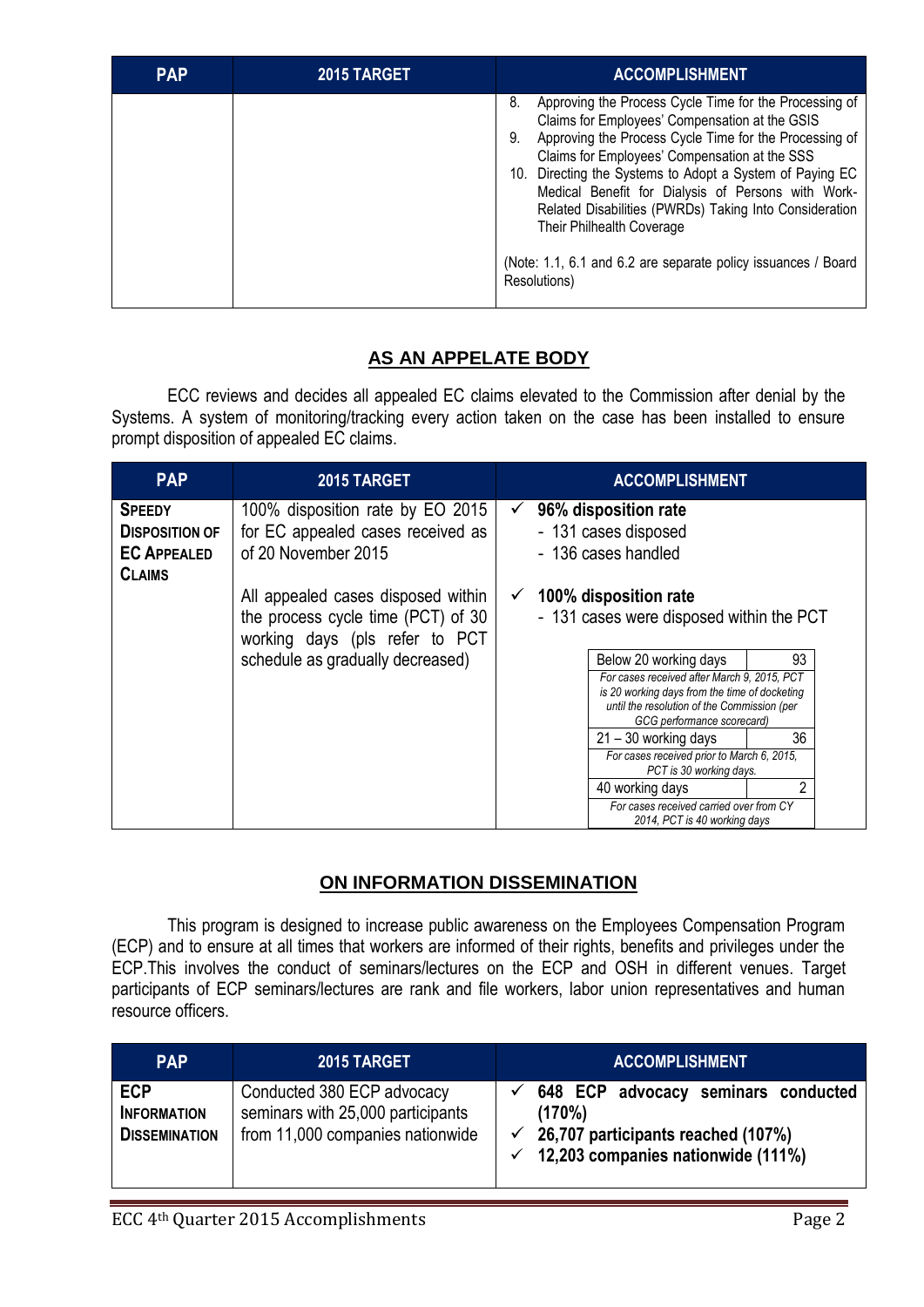| PAP | 2015 TARGET | ACCOMPLISHMENT |
|---|---|---|
| | | 8. Approving the Process Cycle Time for the Processing of Claims for Employees' Compensation at the GSIS<br>9. Approving the Process Cycle Time for the Processing of Claims for Employees' Compensation at the SSS<br>10. Directing the Systems to Adopt a System of Paying EC Medical Benefit for Dialysis of Persons with Work-Related Disabilities (PWRDs) Taking Into Consideration Their Philhealth Coverage<br><br>(Note: 1.1, 6.1 and 6.2 are separate policy issuances / Board Resolutions) |

## AS AN APPELATE BODY

ECC reviews and decides all appealed EC claims elevated to the Commission after denial by the Systems. A system of monitoring/tracking every action taken on the case has been installed to ensure prompt disposition of appealed EC claims.

| PAP | 2015 TARGET | ACCOMPLISHMENT |
|---|---|---|
| **SPEEDY DISPOSITION OF EC APPEALED CLAIMS** | 100% disposition rate by EO 2015 for EC appealed cases received as of 20 November 2015 | ✓ **96% disposition rate**<br>- 131 cases disposed<br>- 136 cases handled |
| | All appealed cases disposed within the process cycle time (PCT) of 30 working days (pls refer to PCT schedule as gradually decreased) | ✓ **100% disposition rate**<br>- 131 cases were disposed within the PCT<br><br>Below 20 working days: 93<br>*For cases received after March 9, 2015, PCT is 20 working days from the time of docketing until the resolution of the Commission (per GCG performance scorecard)*<br><br>21 – 30 working days: 36<br>*For cases received prior to March 6, 2015, PCT is 30 working days.*<br><br>40 working days: 2<br>*For cases received carried over from CY 2014, PCT is 40 working days* |

## ON INFORMATION DISSEMINATION

This program is designed to increase public awareness on the Employees Compensation Program (ECP) and to ensure at all times that workers are informed of their rights, benefits and privileges under the ECP.This involves the conduct of seminars/lectures on the ECP and OSH in different venues. Target participants of ECP seminars/lectures are rank and file workers, labor union representatives and human resource officers.

| PAP | 2015 TARGET | ACCOMPLISHMENT |
|---|---|---|
| **ECP INFORMATION DISSEMINATION** | Conducted 380 ECP advocacy seminars with 25,000 participants from 11,000 companies nationwide | ✓ **648 ECP advocacy seminars conducted (170%)**<br>✓ **26,707 participants reached (107%)**<br>✓ **12,203 companies nationwide (111%)** |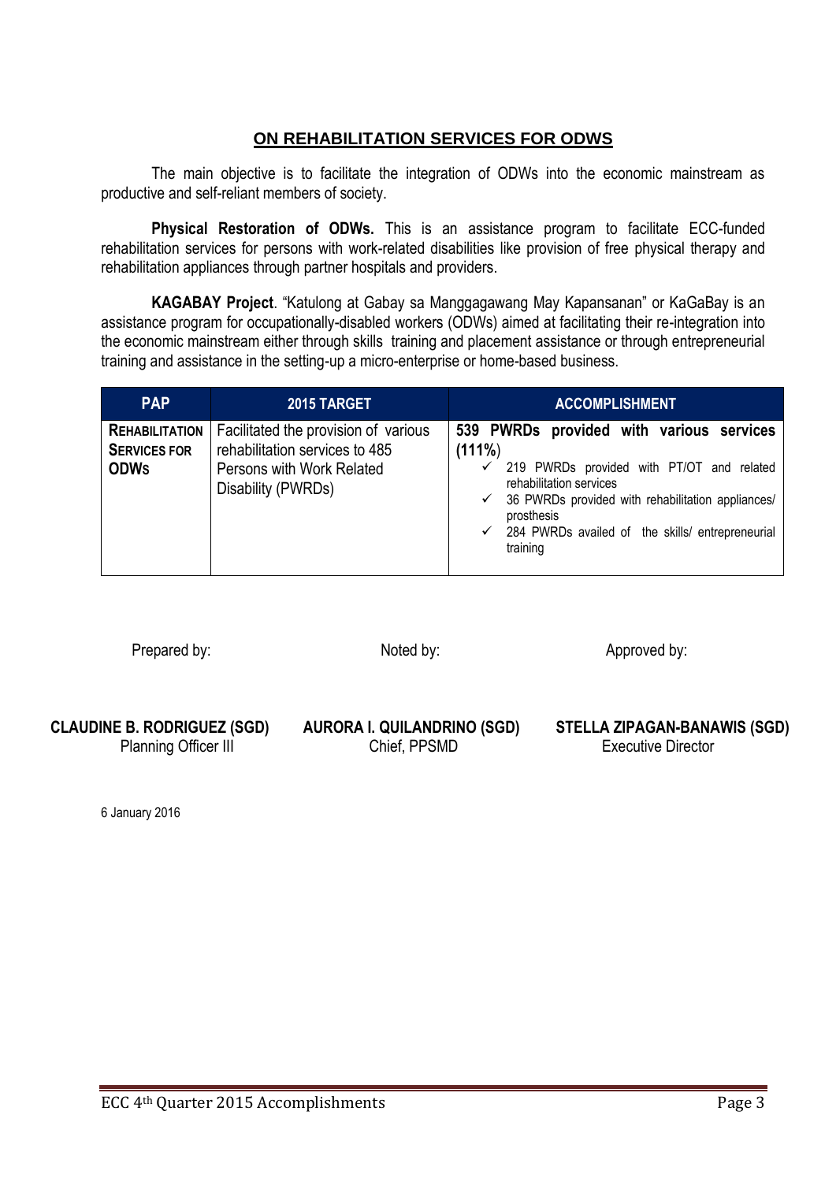## ON REHABILITATION SERVICES FOR ODWS

The main objective is to facilitate the integration of ODWs into the economic mainstream as productive and self-reliant members of society.

**Physical Restoration of ODWs.** This is an assistance program to facilitate ECC-funded rehabilitation services for persons with work-related disabilities like provision of free physical therapy and rehabilitation appliances through partner hospitals and providers.

**KAGABAY Project**. "Katulong at Gabay sa Manggagawang May Kapansanan" or KaGaBay is an assistance program for occupationally-disabled workers (ODWs) aimed at facilitating their re-integration into the economic mainstream either through skills training and placement assistance or through entrepreneurial training and assistance in the setting-up a micro-enterprise or home-based business.

| PAP | 2015 TARGET | ACCOMPLISHMENT |
|---|---|---|
| **REHABILITATION SERVICES FOR ODWS** | Facilitated the provision of various rehabilitation services to 485 Persons with Work Related Disability (PWRDs) | **539 PWRDs provided with various services (111%)**<br>✓ 219 PWRDs provided with PT/OT and related rehabilitation services<br>✓ 36 PWRDs provided with rehabilitation appliances/ prosthesis<br>✓ 284 PWRDs availed of the skills/ entrepreneurial training |

Prepared by:

**CLAUDINE B. RODRIGUEZ (SGD)**
Planning Officer III

Noted by:

**AURORA I. QUILANDRINO (SGD)**
Chief, PPSMD

Approved by:

**STELLA ZIPAGAN-BANAWIS (SGD)**
Executive Director

6 January 2016